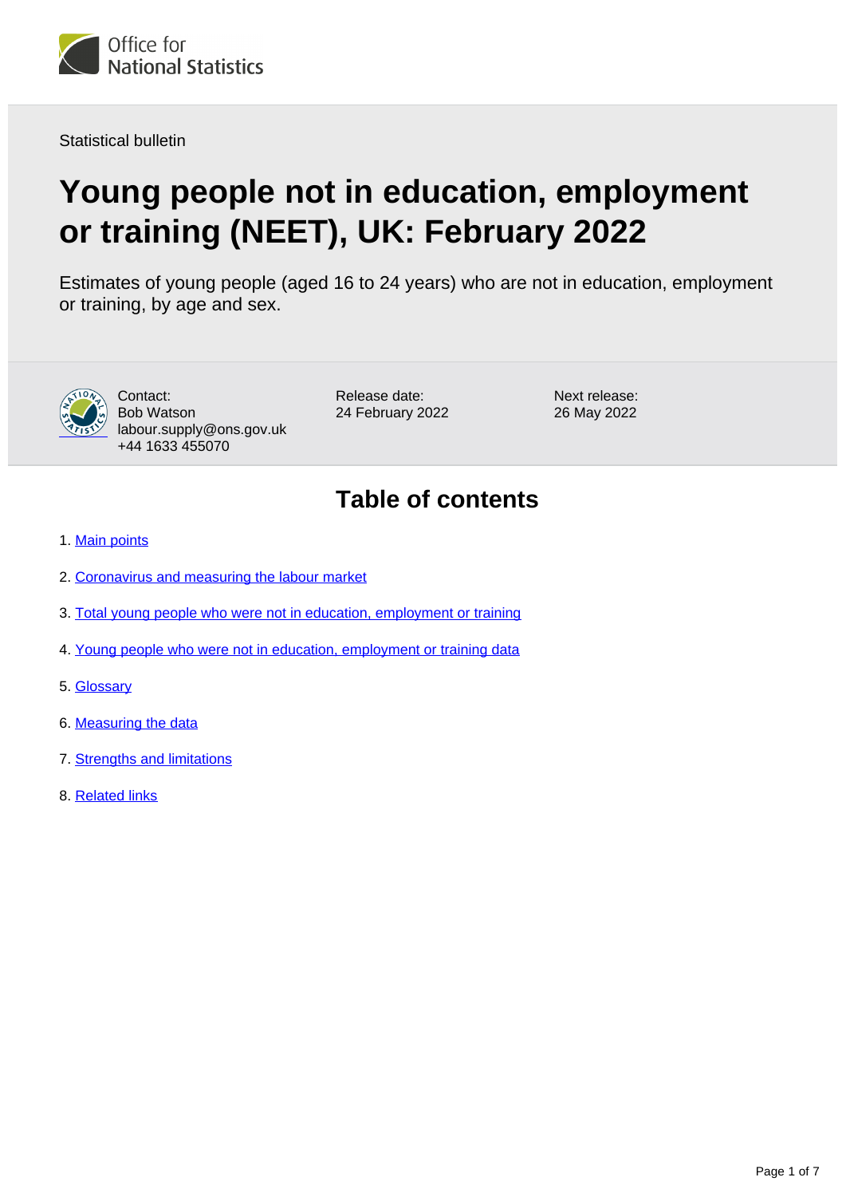Office for National Statistics

Statistical bulletin

# Young people not in education, employment or training (NEET), UK: February 2022

Estimates of young people (aged 16 to 24 years) who are not in education, employment or training, by age and sex.

Contact:
Bob Watson
labour.supply@ons.gov.uk
+44 1633 455070

Release date:
24 February 2022

Next release:
26 May 2022

## Table of contents

1. Main points
2. Coronavirus and measuring the labour market
3. Total young people who were not in education, employment or training
4. Young people who were not in education, employment or training data
5. Glossary
6. Measuring the data
7. Strengths and limitations
8. Related links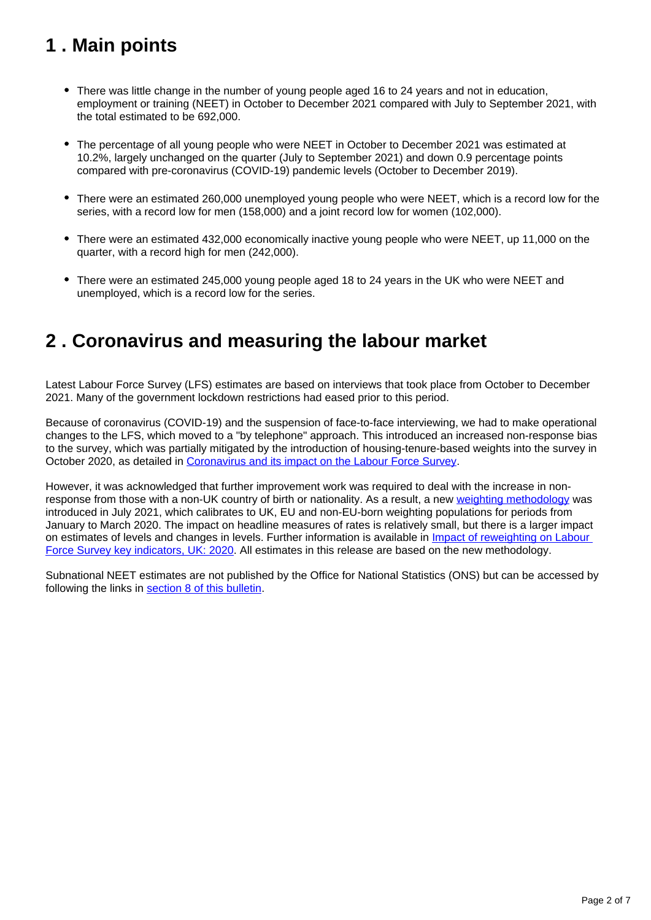## 1 . Main points

- There was little change in the number of young people aged 16 to 24 years and not in education, employment or training (NEET) in October to December 2021 compared with July to September 2021, with the total estimated to be 692,000.
- The percentage of all young people who were NEET in October to December 2021 was estimated at 10.2%, largely unchanged on the quarter (July to September 2021) and down 0.9 percentage points compared with pre-coronavirus (COVID-19) pandemic levels (October to December 2019).
- There were an estimated 260,000 unemployed young people who were NEET, which is a record low for the series, with a record low for men (158,000) and a joint record low for women (102,000).
- There were an estimated 432,000 economically inactive young people who were NEET, up 11,000 on the quarter, with a record high for men (242,000).
- There were an estimated 245,000 young people aged 18 to 24 years in the UK who were NEET and unemployed, which is a record low for the series.

## 2 . Coronavirus and measuring the labour market

Latest Labour Force Survey (LFS) estimates are based on interviews that took place from October to December 2021. Many of the government lockdown restrictions had eased prior to this period.

Because of coronavirus (COVID-19) and the suspension of face-to-face interviewing, we had to make operational changes to the LFS, which moved to a "by telephone" approach. This introduced an increased non-response bias to the survey, which was partially mitigated by the introduction of housing-tenure-based weights into the survey in October 2020, as detailed in Coronavirus and its impact on the Labour Force Survey.

However, it was acknowledged that further improvement work was required to deal with the increase in non-response from those with a non-UK country of birth or nationality. As a result, a new weighting methodology was introduced in July 2021, which calibrates to UK, EU and non-EU-born weighting populations for periods from January to March 2020. The impact on headline measures of rates is relatively small, but there is a larger impact on estimates of levels and changes in levels. Further information is available in Impact of reweighting on Labour Force Survey key indicators, UK: 2020. All estimates in this release are based on the new methodology.

Subnational NEET estimates are not published by the Office for National Statistics (ONS) but can be accessed by following the links in section 8 of this bulletin.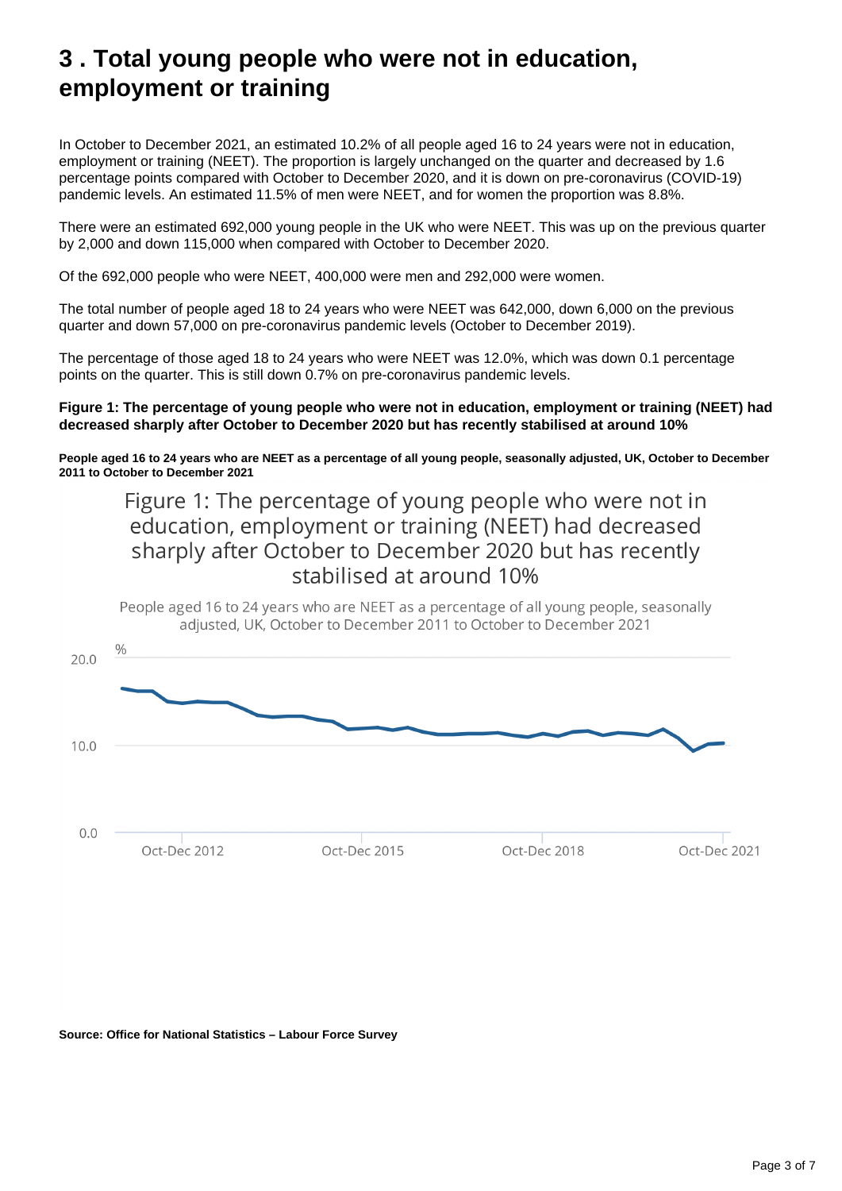# 3 . Total young people who were not in education, employment or training

In October to December 2021, an estimated 10.2% of all people aged 16 to 24 years were not in education, employment or training (NEET). The proportion is largely unchanged on the quarter and decreased by 1.6 percentage points compared with October to December 2020, and it is down on pre-coronavirus (COVID-19) pandemic levels. An estimated 11.5% of men were NEET, and for women the proportion was 8.8%.

There were an estimated 692,000 young people in the UK who were NEET. This was up on the previous quarter by 2,000 and down 115,000 when compared with October to December 2020.

Of the 692,000 people who were NEET, 400,000 were men and 292,000 were women.

The total number of people aged 18 to 24 years who were NEET was 642,000, down 6,000 on the previous quarter and down 57,000 on pre-coronavirus pandemic levels (October to December 2019).

The percentage of those aged 18 to 24 years who were NEET was 12.0%, which was down 0.1 percentage points on the quarter. This is still down 0.7% on pre-coronavirus pandemic levels.

**Figure 1: The percentage of young people who were not in education, employment or training (NEET) had decreased sharply after October to December 2020 but has recently stabilised at around 10%**

**People aged 16 to 24 years who are NEET as a percentage of all young people, seasonally adjusted, UK, October to December 2011 to October to December 2021**

**Source: Office for National Statistics – Labour Force Survey**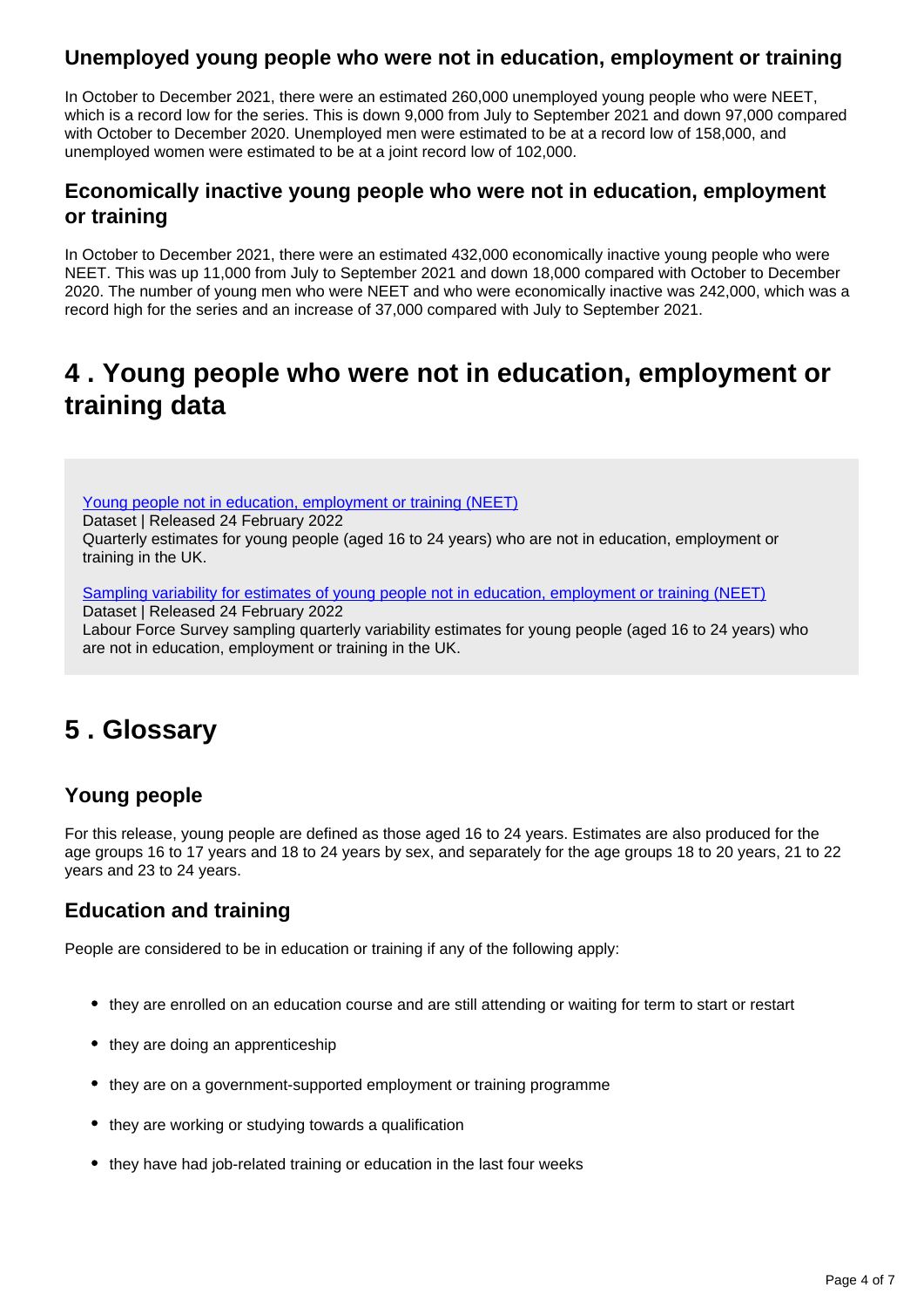### Unemployed young people who were not in education, employment or training

In October to December 2021, there were an estimated 260,000 unemployed young people who were NEET, which is a record low for the series. This is down 9,000 from July to September 2021 and down 97,000 compared with October to December 2020. Unemployed men were estimated to be at a record low of 158,000, and unemployed women were estimated to be at a joint record low of 102,000.

### Economically inactive young people who were not in education, employment or training

In October to December 2021, there were an estimated 432,000 economically inactive young people who were NEET. This was up 11,000 from July to September 2021 and down 18,000 compared with October to December 2020. The number of young men who were NEET and who were economically inactive was 242,000, which was a record high for the series and an increase of 37,000 compared with July to September 2021.

## 4 . Young people who were not in education, employment or training data

Young people not in education, employment or training (NEET)
Dataset | Released 24 February 2022
Quarterly estimates for young people (aged 16 to 24 years) who are not in education, employment or training in the UK.

Sampling variability for estimates of young people not in education, employment or training (NEET)
Dataset | Released 24 February 2022
Labour Force Survey sampling quarterly variability estimates for young people (aged 16 to 24 years) who are not in education, employment or training in the UK.

## 5 . Glossary

### Young people

For this release, young people are defined as those aged 16 to 24 years. Estimates are also produced for the age groups 16 to 17 years and 18 to 24 years by sex, and separately for the age groups 18 to 20 years, 21 to 22 years and 23 to 24 years.

### Education and training

People are considered to be in education or training if any of the following apply:

- they are enrolled on an education course and are still attending or waiting for term to start or restart
- they are doing an apprenticeship
- they are on a government-supported employment or training programme
- they are working or studying towards a qualification
- they have had job-related training or education in the last four weeks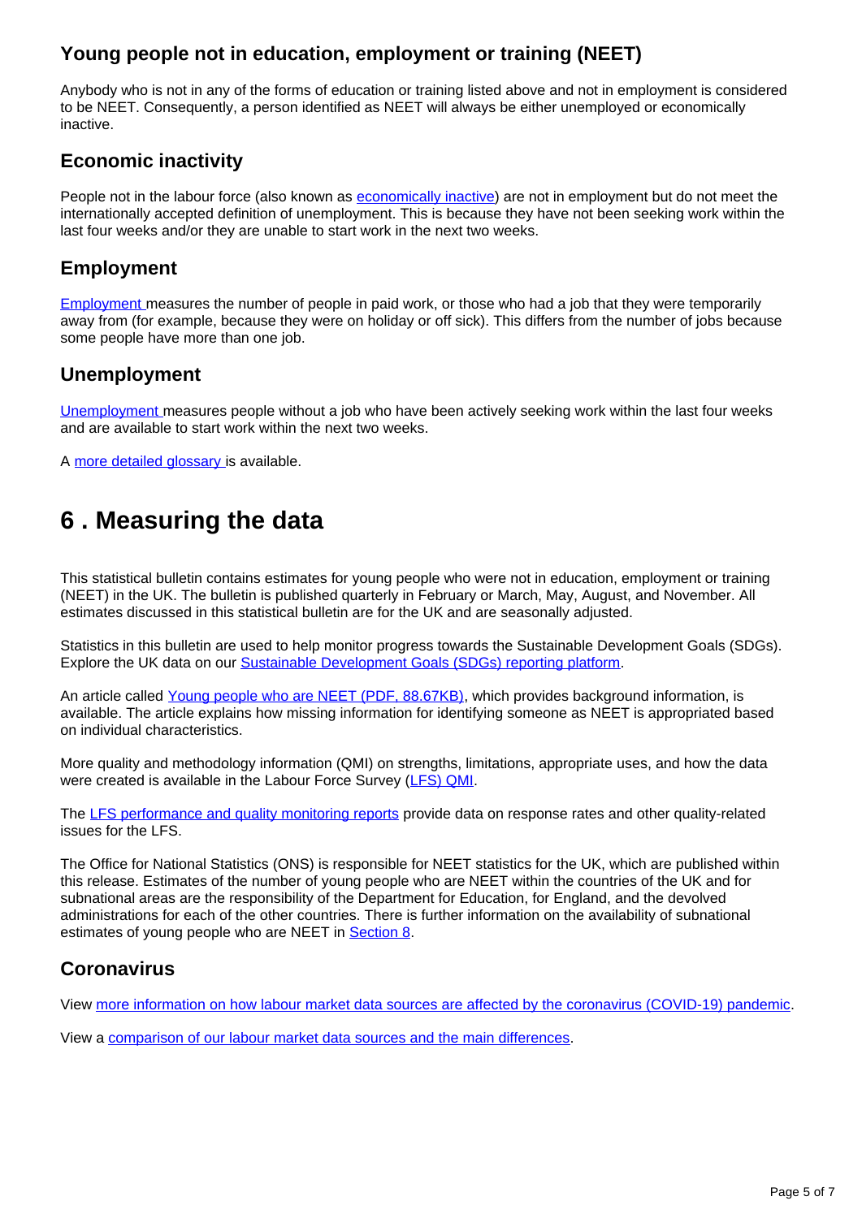### Young people not in education, employment or training (NEET)

Anybody who is not in any of the forms of education or training listed above and not in employment is considered to be NEET. Consequently, a person identified as NEET will always be either unemployed or economically inactive.

### Economic inactivity

People not in the labour force (also known as economically inactive) are not in employment but do not meet the internationally accepted definition of unemployment. This is because they have not been seeking work within the last four weeks and/or they are unable to start work in the next two weeks.

### Employment

Employment measures the number of people in paid work, or those who had a job that they were temporarily away from (for example, because they were on holiday or off sick). This differs from the number of jobs because some people have more than one job.

### Unemployment

Unemployment measures people without a job who have been actively seeking work within the last four weeks and are available to start work within the next two weeks.

A more detailed glossary is available.

## 6 . Measuring the data

This statistical bulletin contains estimates for young people who were not in education, employment or training (NEET) in the UK. The bulletin is published quarterly in February or March, May, August, and November. All estimates discussed in this statistical bulletin are for the UK and are seasonally adjusted.

Statistics in this bulletin are used to help monitor progress towards the Sustainable Development Goals (SDGs). Explore the UK data on our Sustainable Development Goals (SDGs) reporting platform.

An article called Young people who are NEET (PDF, 88.67KB), which provides background information, is available. The article explains how missing information for identifying someone as NEET is appropriated based on individual characteristics.

More quality and methodology information (QMI) on strengths, limitations, appropriate uses, and how the data were created is available in the Labour Force Survey (LFS) QMI.

The LFS performance and quality monitoring reports provide data on response rates and other quality-related issues for the LFS.

The Office for National Statistics (ONS) is responsible for NEET statistics for the UK, which are published within this release. Estimates of the number of young people who are NEET within the countries of the UK and for subnational areas are the responsibility of the Department for Education, for England, and the devolved administrations for each of the other countries. There is further information on the availability of subnational estimates of young people who are NEET in Section 8.

### Coronavirus

View more information on how labour market data sources are affected by the coronavirus (COVID-19) pandemic.

View a comparison of our labour market data sources and the main differences.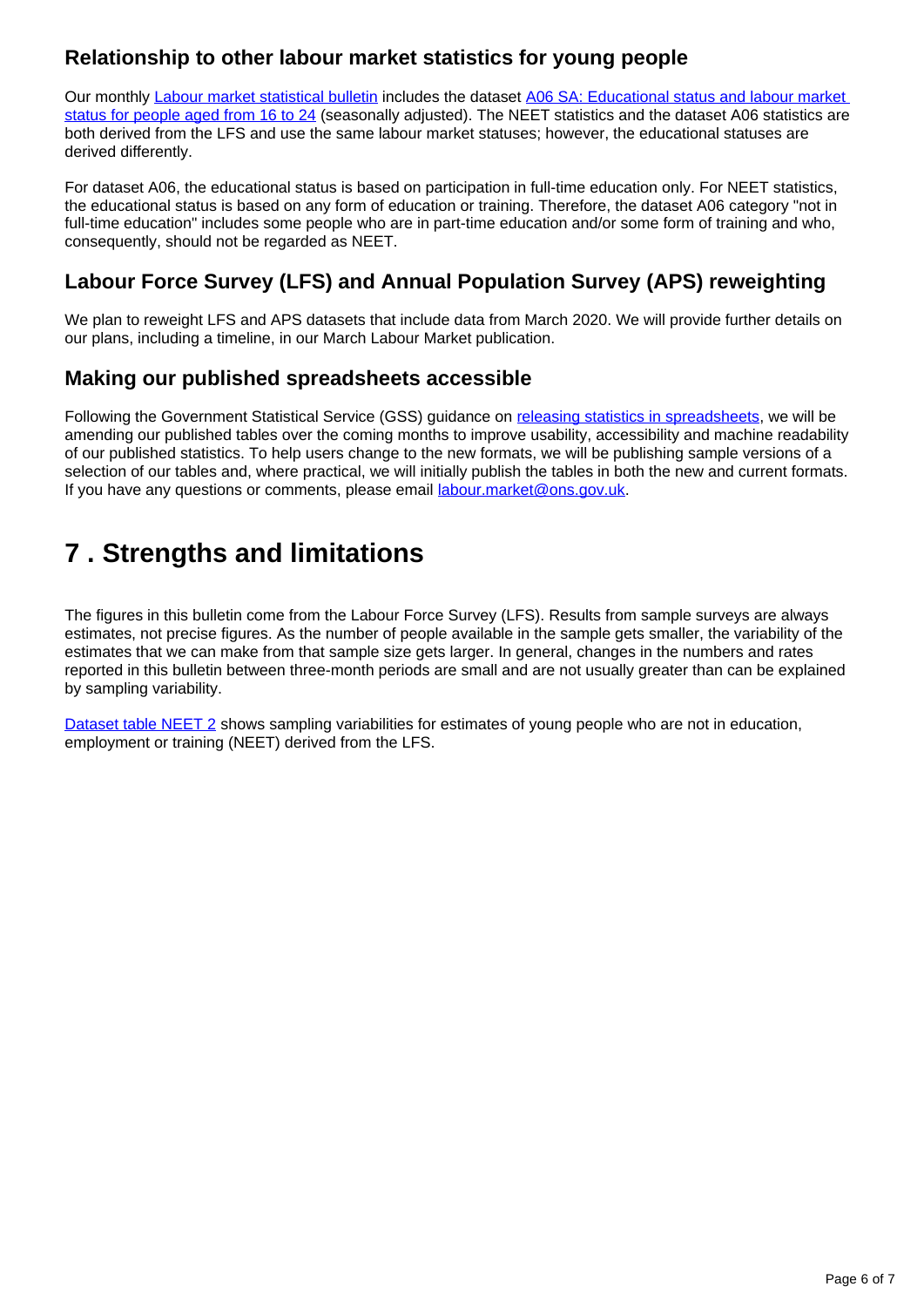### Relationship to other labour market statistics for young people

Our monthly Labour market statistical bulletin includes the dataset A06 SA: Educational status and labour market status for people aged from 16 to 24 (seasonally adjusted). The NEET statistics and the dataset A06 statistics are both derived from the LFS and use the same labour market statuses; however, the educational statuses are derived differently.

For dataset A06, the educational status is based on participation in full-time education only. For NEET statistics, the educational status is based on any form of education or training. Therefore, the dataset A06 category "not in full-time education" includes some people who are in part-time education and/or some form of training and who, consequently, should not be regarded as NEET.

### Labour Force Survey (LFS) and Annual Population Survey (APS) reweighting

We plan to reweight LFS and APS datasets that include data from March 2020. We will provide further details on our plans, including a timeline, in our March Labour Market publication.

### Making our published spreadsheets accessible

Following the Government Statistical Service (GSS) guidance on releasing statistics in spreadsheets, we will be amending our published tables over the coming months to improve usability, accessibility and machine readability of our published statistics. To help users change to the new formats, we will be publishing sample versions of a selection of our tables and, where practical, we will initially publish the tables in both the new and current formats. If you have any questions or comments, please email labour.market@ons.gov.uk.

## 7 . Strengths and limitations

The figures in this bulletin come from the Labour Force Survey (LFS). Results from sample surveys are always estimates, not precise figures. As the number of people available in the sample gets smaller, the variability of the estimates that we can make from that sample size gets larger. In general, changes in the numbers and rates reported in this bulletin between three-month periods are small and are not usually greater than can be explained by sampling variability.

Dataset table NEET 2 shows sampling variabilities for estimates of young people who are not in education, employment or training (NEET) derived from the LFS.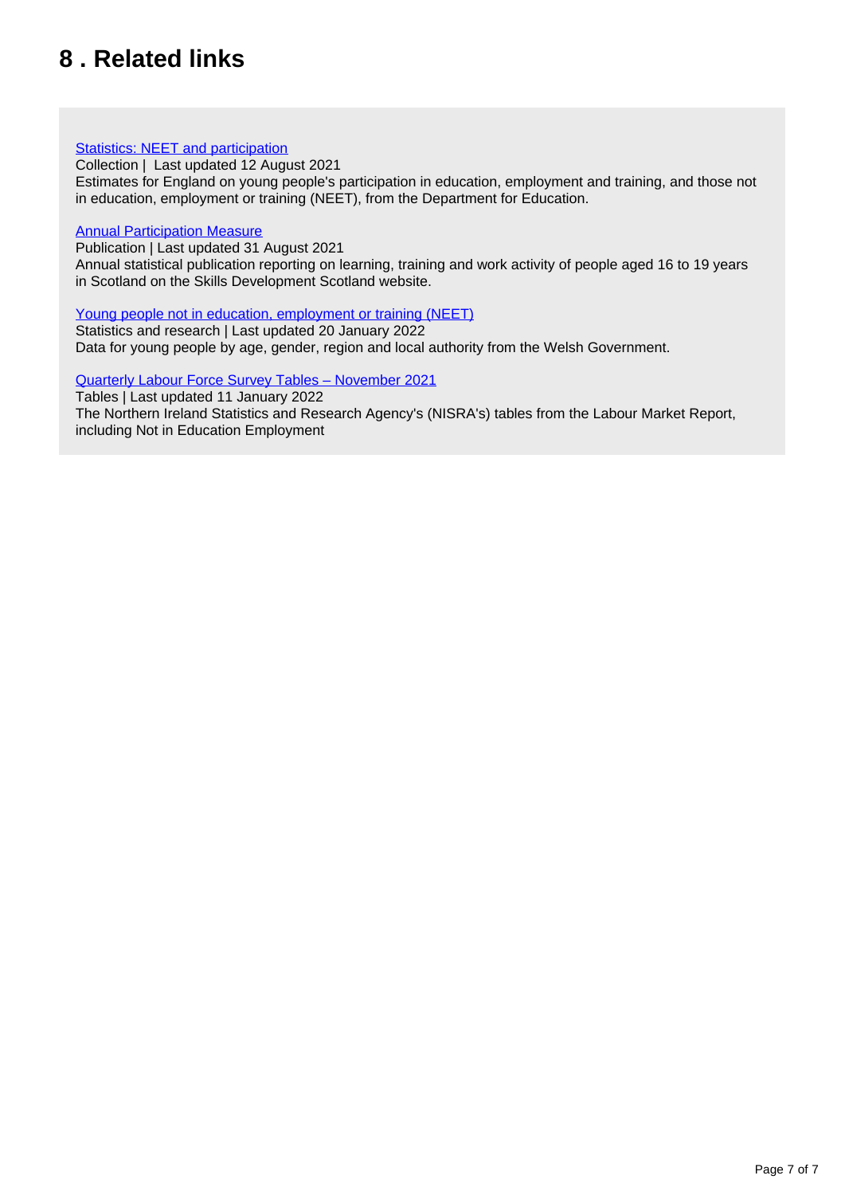## 8 . Related links

[Statistics: NEET and participation](#)
Collection |  Last updated 12 August 2021
Estimates for England on young people's participation in education, employment and training, and those not in education, employment or training (NEET), from the Department for Education.

[Annual Participation Measure](#)
Publication | Last updated 31 August 2021
Annual statistical publication reporting on learning, training and work activity of people aged 16 to 19 years in Scotland on the Skills Development Scotland website.

[Young people not in education, employment or training (NEET)](#)
Statistics and research | Last updated 20 January 2022
Data for young people by age, gender, region and local authority from the Welsh Government.

[Quarterly Labour Force Survey Tables – November 2021](#)
Tables | Last updated 11 January 2022
The Northern Ireland Statistics and Research Agency's (NISRA's) tables from the Labour Market Report, including Not in Education Employment